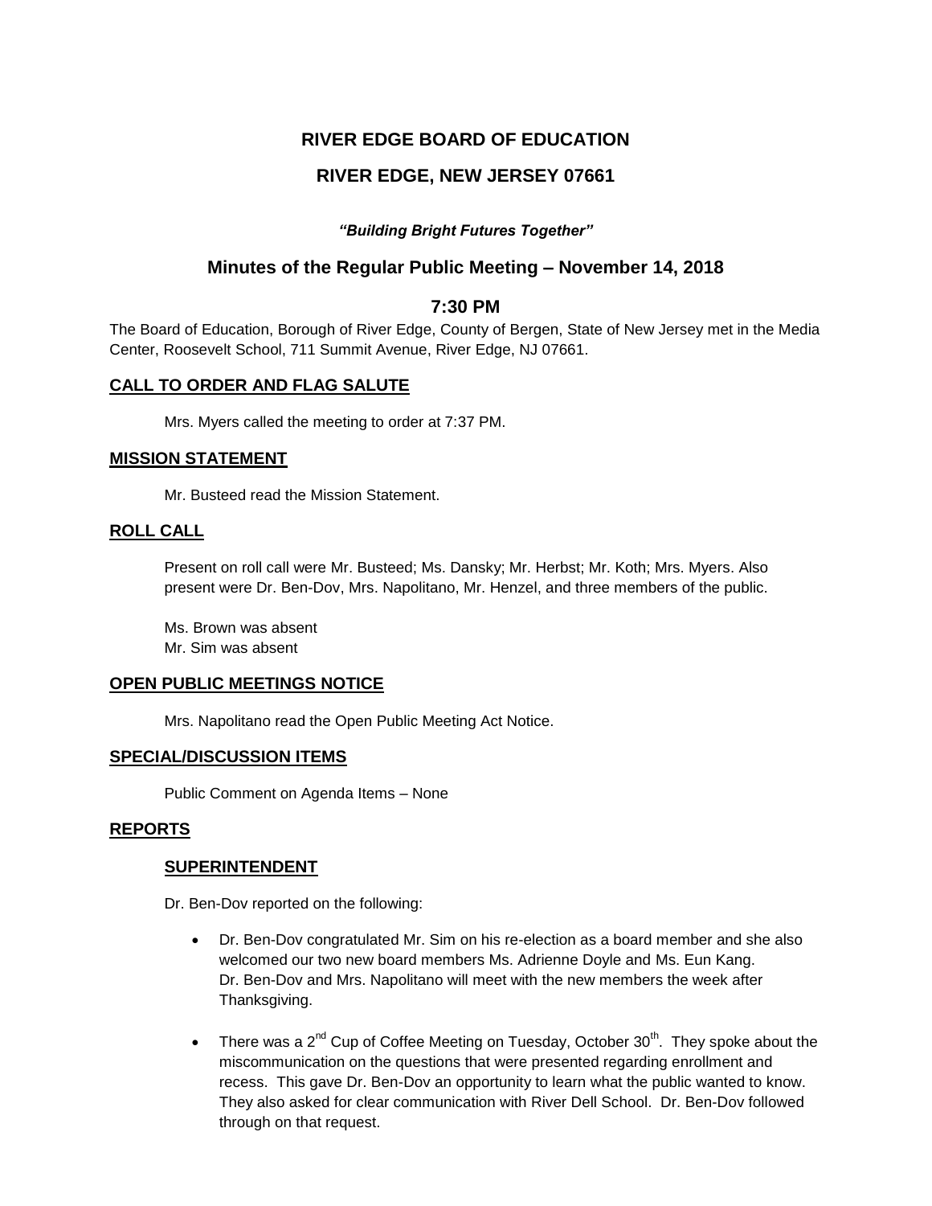# RIVER EDGE BOARD OF EDUCATION

## RIVER EDGE, NEW JERSEY 07661

***"Building Bright Futures Together"***

## Minutes of the Regular Public Meeting – November 14, 2018

## 7:30 PM

The Board of Education, Borough of River Edge, County of Bergen, State of New Jersey met in the Media Center, Roosevelt School, 711 Summit Avenue, River Edge, NJ 07661.

### CALL TO ORDER AND FLAG SALUTE

Mrs. Myers called the meeting to order at 7:37 PM.

### MISSION STATEMENT

Mr. Busteed read the Mission Statement.

### ROLL CALL

Present on roll call were Mr. Busteed; Ms. Dansky; Mr. Herbst; Mr. Koth; Mrs. Myers. Also present were Dr. Ben-Dov, Mrs. Napolitano, Mr. Henzel, and three members of the public.

Ms. Brown was absent
Mr. Sim was absent

### OPEN PUBLIC MEETINGS NOTICE

Mrs. Napolitano read the Open Public Meeting Act Notice.

### SPECIAL/DISCUSSION ITEMS

Public Comment on Agenda Items – None

### REPORTS

#### SUPERINTENDENT

Dr. Ben-Dov reported on the following:

- Dr. Ben-Dov congratulated Mr. Sim on his re-election as a board member and she also welcomed our two new board members Ms. Adrienne Doyle and Ms. Eun Kang. Dr. Ben-Dov and Mrs. Napolitano will meet with the new members the week after Thanksgiving.
- There was a 2nd Cup of Coffee Meeting on Tuesday, October 30th. They spoke about the miscommunication on the questions that were presented regarding enrollment and recess. This gave Dr. Ben-Dov an opportunity to learn what the public wanted to know. They also asked for clear communication with River Dell School. Dr. Ben-Dov followed through on that request.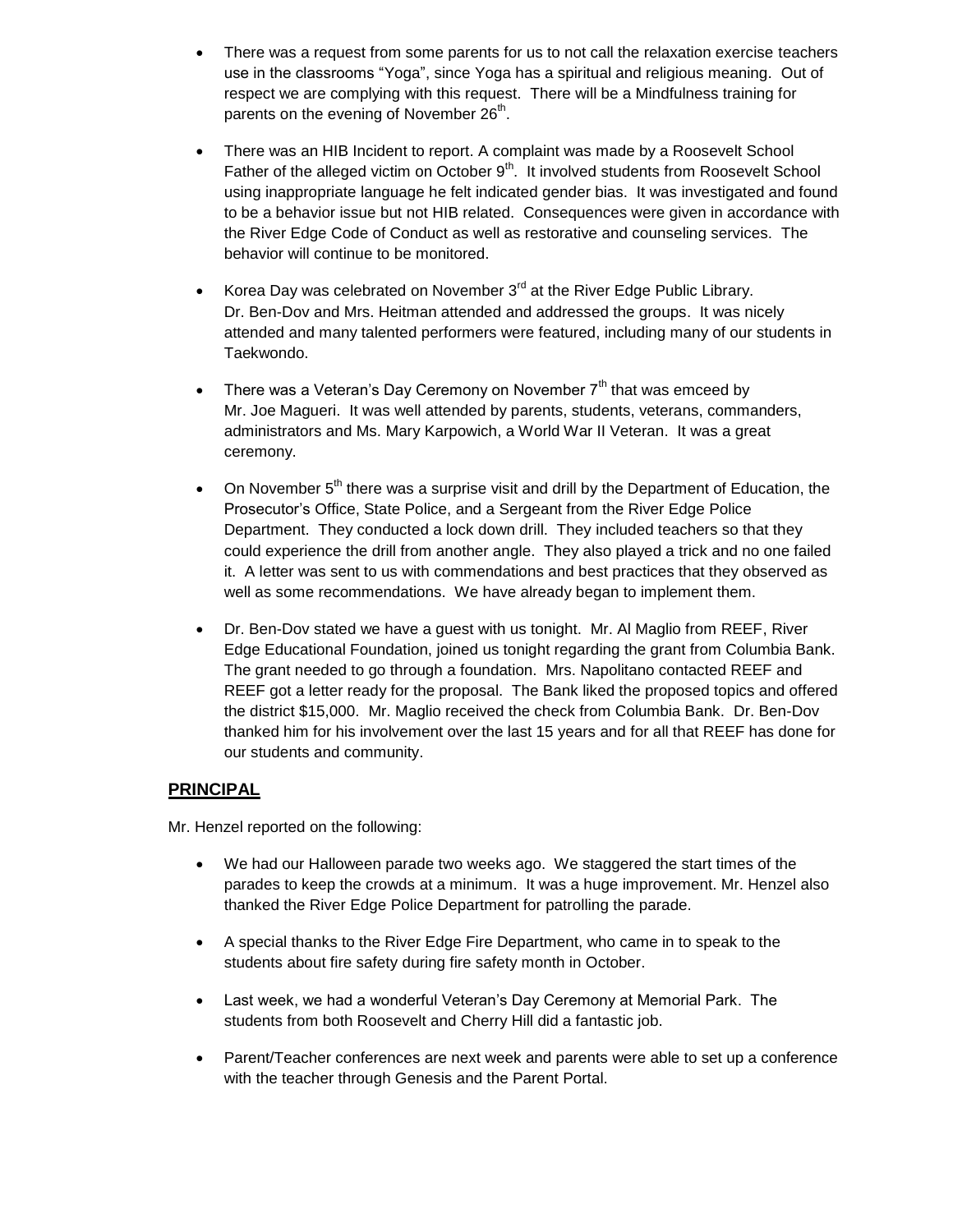- There was a request from some parents for us to not call the relaxation exercise teachers use in the classrooms "Yoga", since Yoga has a spiritual and religious meaning. Out of respect we are complying with this request. There will be a Mindfulness training for parents on the evening of November 26th.

- There was an HIB Incident to report. A complaint was made by a Roosevelt School Father of the alleged victim on October 9th. It involved students from Roosevelt School using inappropriate language he felt indicated gender bias. It was investigated and found to be a behavior issue but not HIB related. Consequences were given in accordance with the River Edge Code of Conduct as well as restorative and counseling services. The behavior will continue to be monitored.

- Korea Day was celebrated on November 3rd at the River Edge Public Library. Dr. Ben-Dov and Mrs. Heitman attended and addressed the groups. It was nicely attended and many talented performers were featured, including many of our students in Taekwondo.

- There was a Veteran's Day Ceremony on November 7th that was emceed by Mr. Joe Magueri. It was well attended by parents, students, veterans, commanders, administrators and Ms. Mary Karpowich, a World War II Veteran. It was a great ceremony.

- On November 5th there was a surprise visit and drill by the Department of Education, the Prosecutor's Office, State Police, and a Sergeant from the River Edge Police Department. They conducted a lock down drill. They included teachers so that they could experience the drill from another angle. They also played a trick and no one failed it. A letter was sent to us with commendations and best practices that they observed as well as some recommendations. We have already began to implement them.

- Dr. Ben-Dov stated we have a guest with us tonight. Mr. Al Maglio from REEF, River Edge Educational Foundation, joined us tonight regarding the grant from Columbia Bank. The grant needed to go through a foundation. Mrs. Napolitano contacted REEF and REEF got a letter ready for the proposal. The Bank liked the proposed topics and offered the district $15,000. Mr. Maglio received the check from Columbia Bank. Dr. Ben-Dov thanked him for his involvement over the last 15 years and for all that REEF has done for our students and community.

## PRINCIPAL

Mr. Henzel reported on the following:

- We had our Halloween parade two weeks ago. We staggered the start times of the parades to keep the crowds at a minimum. It was a huge improvement. Mr. Henzel also thanked the River Edge Police Department for patrolling the parade.

- A special thanks to the River Edge Fire Department, who came in to speak to the students about fire safety during fire safety month in October.

- Last week, we had a wonderful Veteran's Day Ceremony at Memorial Park. The students from both Roosevelt and Cherry Hill did a fantastic job.

- Parent/Teacher conferences are next week and parents were able to set up a conference with the teacher through Genesis and the Parent Portal.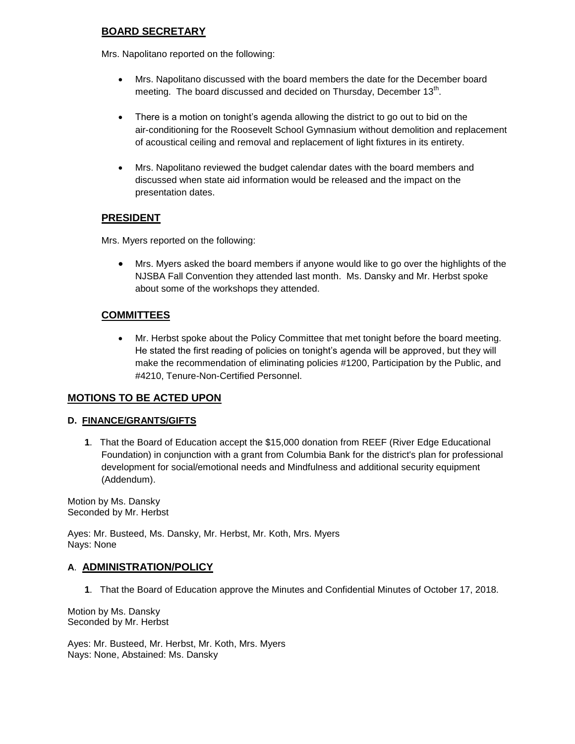## BOARD SECRETARY

Mrs. Napolitano reported on the following:

- Mrs. Napolitano discussed with the board members the date for the December board meeting. The board discussed and decided on Thursday, December 13th.
- There is a motion on tonight's agenda allowing the district to go out to bid on the air-conditioning for the Roosevelt School Gymnasium without demolition and replacement of acoustical ceiling and removal and replacement of light fixtures in its entirety.
- Mrs. Napolitano reviewed the budget calendar dates with the board members and discussed when state aid information would be released and the impact on the presentation dates.

## PRESIDENT

Mrs. Myers reported on the following:

- Mrs. Myers asked the board members if anyone would like to go over the highlights of the NJSBA Fall Convention they attended last month. Ms. Dansky and Mr. Herbst spoke about some of the workshops they attended.

## COMMITTEES

- Mr. Herbst spoke about the Policy Committee that met tonight before the board meeting. He stated the first reading of policies on tonight's agenda will be approved, but they will make the recommendation of eliminating policies #1200, Participation by the Public, and #4210, Tenure-Non-Certified Personnel.

## MOTIONS TO BE ACTED UPON

### D. FINANCE/GRANTS/GIFTS

**1**. That the Board of Education accept the $15,000 donation from REEF (River Edge Educational Foundation) in conjunction with a grant from Columbia Bank for the district's plan for professional development for social/emotional needs and Mindfulness and additional security equipment (Addendum).

Motion by Ms. Dansky
Seconded by Mr. Herbst

Ayes: Mr. Busteed, Ms. Dansky, Mr. Herbst, Mr. Koth, Mrs. Myers
Nays: None

### A. ADMINISTRATION/POLICY

**1**. That the Board of Education approve the Minutes and Confidential Minutes of October 17, 2018.

Motion by Ms. Dansky
Seconded by Mr. Herbst

Ayes: Mr. Busteed, Mr. Herbst, Mr. Koth, Mrs. Myers
Nays: None, Abstained: Ms. Dansky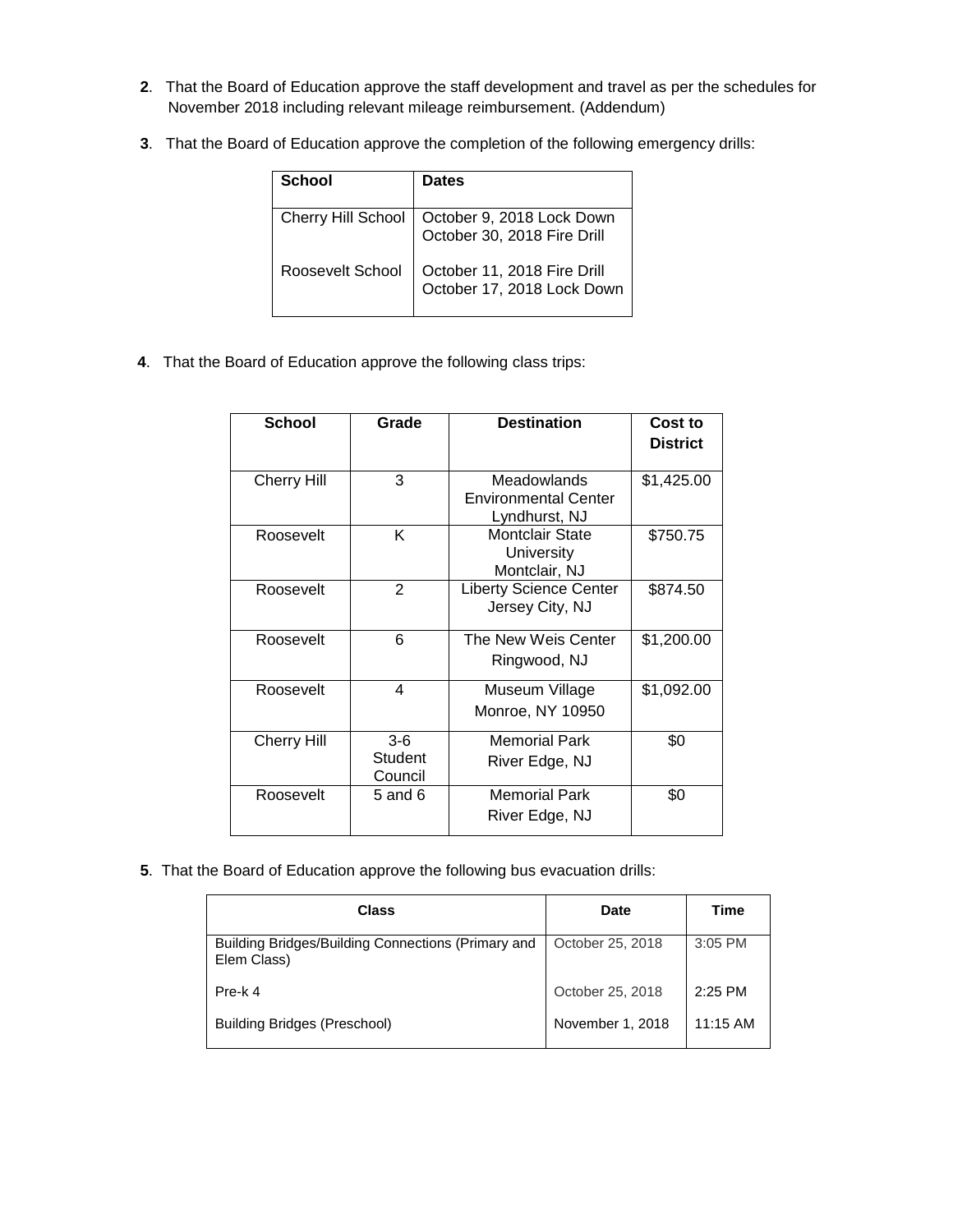**2**. That the Board of Education approve the staff development and travel as per the schedules for November 2018 including relevant mileage reimbursement. (Addendum)

**3**. That the Board of Education approve the completion of the following emergency drills:

| School | Dates |
|---|---|
| Cherry Hill School | October 9, 2018 Lock Down<br>October 30, 2018 Fire Drill |
| Roosevelt School | October 11, 2018 Fire Drill<br>October 17, 2018 Lock Down |

**4**. That the Board of Education approve the following class trips:

| School | Grade | Destination | Cost to District |
|---|---|---|---|
| Cherry Hill | 3 | Meadowlands Environmental Center Lyndhurst, NJ | $1,425.00 |
| Roosevelt | K | Montclair State University Montclair, NJ | $750.75 |
| Roosevelt | 2 | Liberty Science Center Jersey City, NJ | $874.50 |
| Roosevelt | 6 | The New Weis Center Ringwood, NJ | $1,200.00 |
| Roosevelt | 4 | Museum Village Monroe, NY 10950 | $1,092.00 |
| Cherry Hill | 3-6 Student Council | Memorial Park River Edge, NJ | $0 |
| Roosevelt | 5 and 6 | Memorial Park River Edge, NJ | $0 |

**5**. That the Board of Education approve the following bus evacuation drills:

| Class | Date | Time |
|---|---|---|
| Building Bridges/Building Connections (Primary and Elem Class) | October 25, 2018 | 3:05 PM |
| Pre-k 4 | October 25, 2018 | 2:25 PM |
| Building Bridges (Preschool) | November 1, 2018 | 11:15 AM |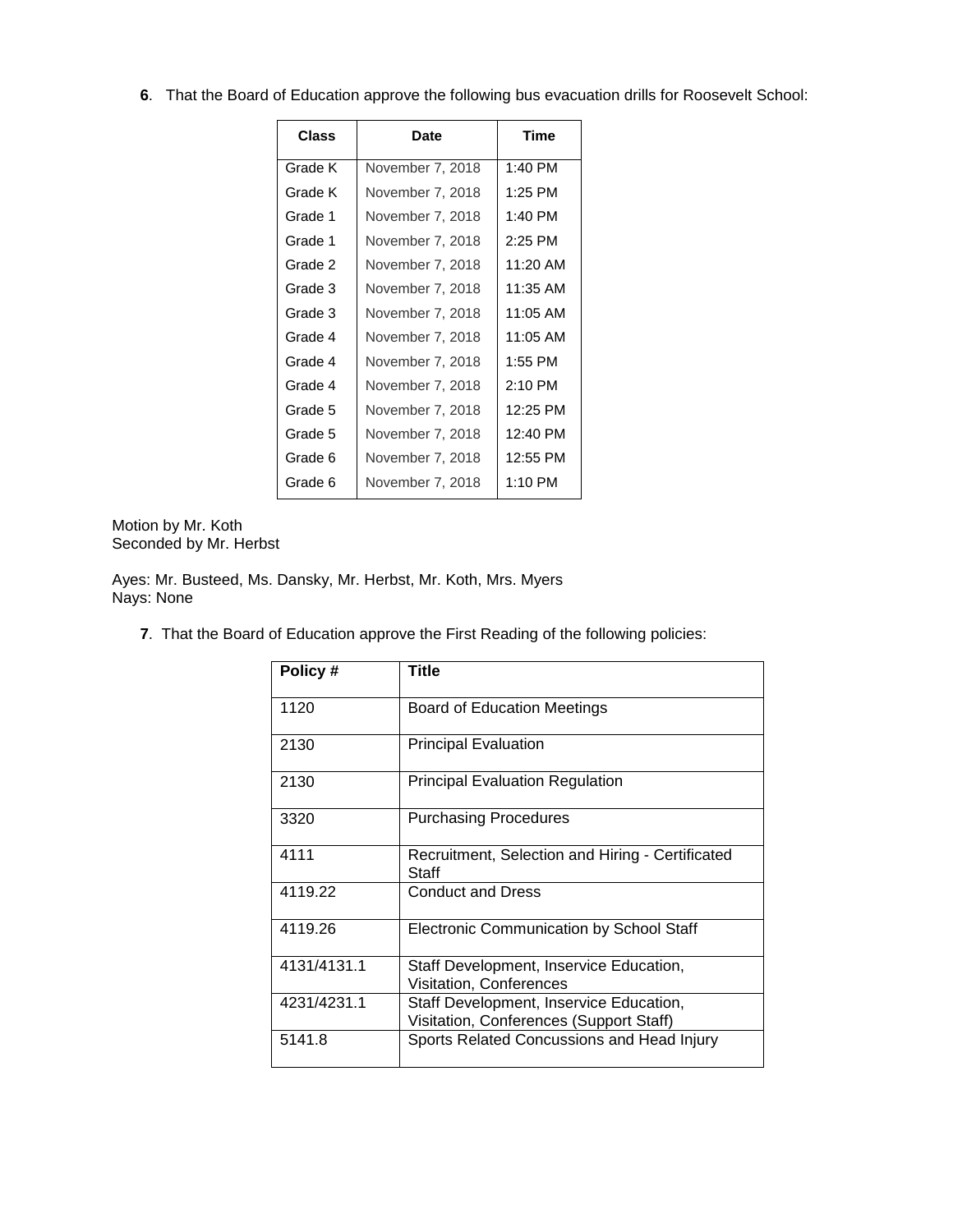**6**. That the Board of Education approve the following bus evacuation drills for Roosevelt School:

| Class | Date | Time |
|---|---|---|
| Grade K | November 7, 2018 | 1:40 PM |
| Grade K | November 7, 2018 | 1:25 PM |
| Grade 1 | November 7, 2018 | 1:40 PM |
| Grade 1 | November 7, 2018 | 2:25 PM |
| Grade 2 | November 7, 2018 | 11:20 AM |
| Grade 3 | November 7, 2018 | 11:35 AM |
| Grade 3 | November 7, 2018 | 11:05 AM |
| Grade 4 | November 7, 2018 | 11:05 AM |
| Grade 4 | November 7, 2018 | 1:55 PM |
| Grade 4 | November 7, 2018 | 2:10 PM |
| Grade 5 | November 7, 2018 | 12:25 PM |
| Grade 5 | November 7, 2018 | 12:40 PM |
| Grade 6 | November 7, 2018 | 12:55 PM |
| Grade 6 | November 7, 2018 | 1:10 PM |

Motion by Mr. Koth
Seconded by Mr. Herbst

Ayes: Mr. Busteed, Ms. Dansky, Mr. Herbst, Mr. Koth, Mrs. Myers
Nays: None

**7**. That the Board of Education approve the First Reading of the following policies:

| Policy # | Title |
|---|---|
| 1120 | Board of Education Meetings |
| 2130 | Principal Evaluation |
| 2130 | Principal Evaluation Regulation |
| 3320 | Purchasing Procedures |
| 4111 | Recruitment, Selection and Hiring - Certificated Staff |
| 4119.22 | Conduct and Dress |
| 4119.26 | Electronic Communication by School Staff |
| 4131/4131.1 | Staff Development, Inservice Education, Visitation, Conferences |
| 4231/4231.1 | Staff Development, Inservice Education, Visitation, Conferences (Support Staff) |
| 5141.8 | Sports Related Concussions and Head Injury |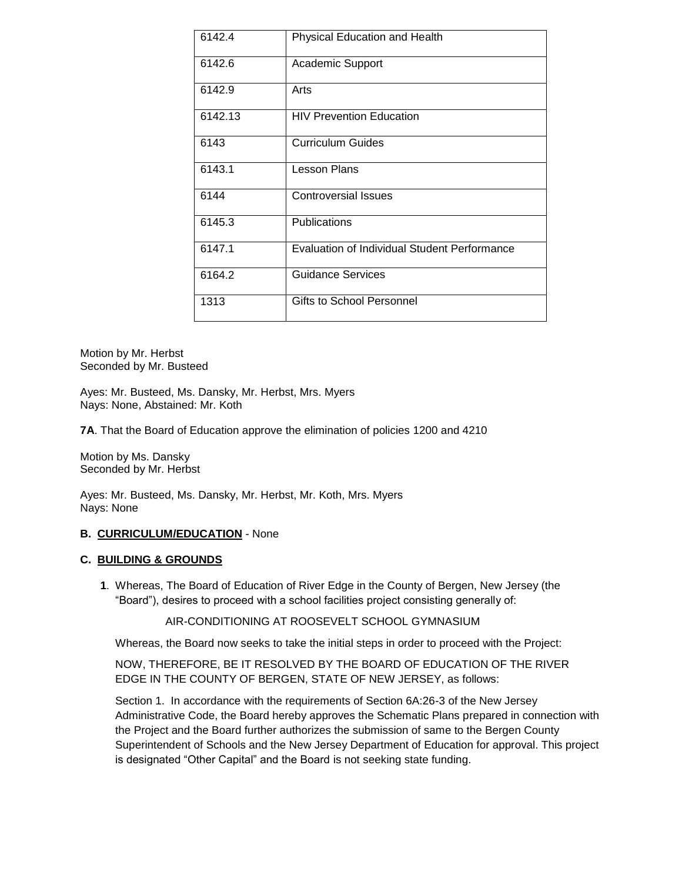| | |
|---|---|
| 6142.4 | Physical Education and Health |
| 6142.6 | Academic Support |
| 6142.9 | Arts |
| 6142.13 | HIV Prevention Education |
| 6143 | Curriculum Guides |
| 6143.1 | Lesson Plans |
| 6144 | Controversial Issues |
| 6145.3 | Publications |
| 6147.1 | Evaluation of Individual Student Performance |
| 6164.2 | Guidance Services |
| 1313 | Gifts to School Personnel |

Motion by Mr. Herbst
Seconded by Mr. Busteed

Ayes: Mr. Busteed, Ms. Dansky, Mr. Herbst, Mrs. Myers
Nays: None, Abstained: Mr. Koth

**7A**. That the Board of Education approve the elimination of policies 1200 and 4210

Motion by Ms. Dansky
Seconded by Mr. Herbst

Ayes: Mr. Busteed, Ms. Dansky, Mr. Herbst, Mr. Koth, Mrs. Myers
Nays: None

**B. CURRICULUM/EDUCATION** - None

**C. BUILDING & GROUNDS**

**1**. Whereas, The Board of Education of River Edge in the County of Bergen, New Jersey (the "Board"), desires to proceed with a school facilities project consisting generally of:

AIR-CONDITIONING AT ROOSEVELT SCHOOL GYMNASIUM

Whereas, the Board now seeks to take the initial steps in order to proceed with the Project:

NOW, THEREFORE, BE IT RESOLVED BY THE BOARD OF EDUCATION OF THE RIVER EDGE IN THE COUNTY OF BERGEN, STATE OF NEW JERSEY, as follows:

Section 1. In accordance with the requirements of Section 6A:26-3 of the New Jersey Administrative Code, the Board hereby approves the Schematic Plans prepared in connection with the Project and the Board further authorizes the submission of same to the Bergen County Superintendent of Schools and the New Jersey Department of Education for approval. This project is designated "Other Capital" and the Board is not seeking state funding.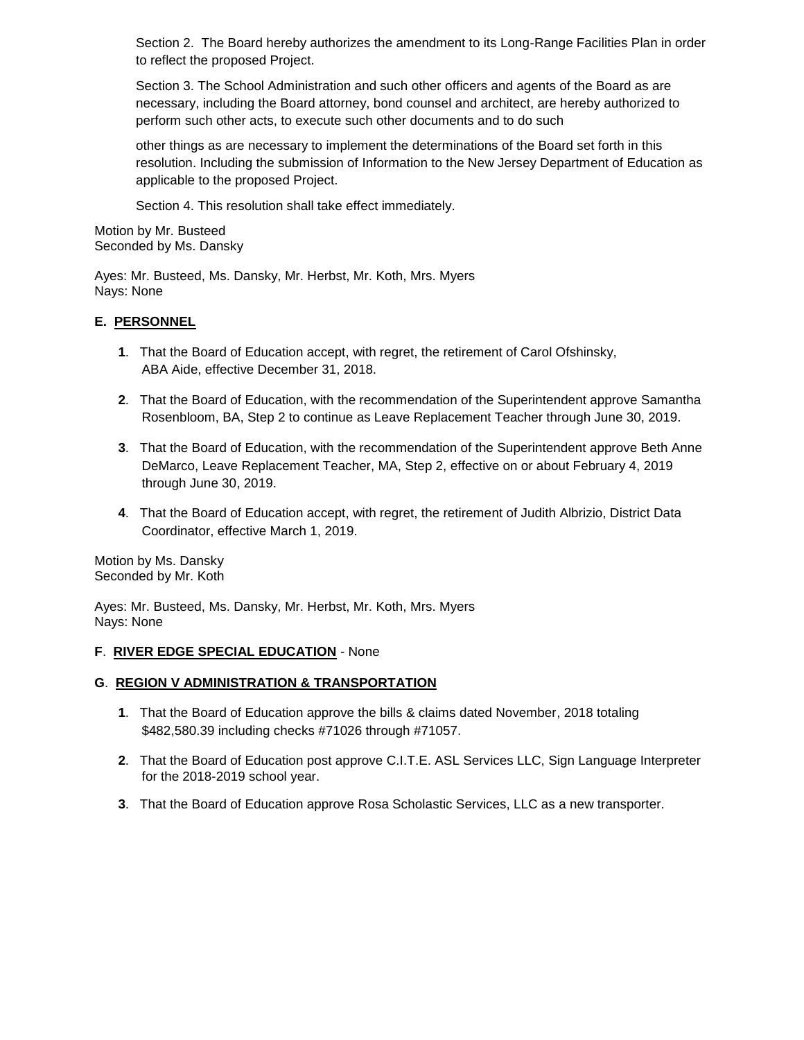Section 2. The Board hereby authorizes the amendment to its Long-Range Facilities Plan in order to reflect the proposed Project.

Section 3. The School Administration and such other officers and agents of the Board as are necessary, including the Board attorney, bond counsel and architect, are hereby authorized to perform such other acts, to execute such other documents and to do such

other things as are necessary to implement the determinations of the Board set forth in this resolution. Including the submission of Information to the New Jersey Department of Education as applicable to the proposed Project.

Section 4. This resolution shall take effect immediately.

Motion by Mr. Busteed
Seconded by Ms. Dansky

Ayes: Mr. Busteed, Ms. Dansky, Mr. Herbst, Mr. Koth, Mrs. Myers
Nays: None

**E. PERSONNEL**

**1**. That the Board of Education accept, with regret, the retirement of Carol Ofshinsky, ABA Aide, effective December 31, 2018.

**2**. That the Board of Education, with the recommendation of the Superintendent approve Samantha Rosenbloom, BA, Step 2 to continue as Leave Replacement Teacher through June 30, 2019.

**3**. That the Board of Education, with the recommendation of the Superintendent approve Beth Anne DeMarco, Leave Replacement Teacher, MA, Step 2, effective on or about February 4, 2019 through June 30, 2019.

**4**. That the Board of Education accept, with regret, the retirement of Judith Albrizio, District Data Coordinator, effective March 1, 2019.

Motion by Ms. Dansky
Seconded by Mr. Koth

Ayes: Mr. Busteed, Ms. Dansky, Mr. Herbst, Mr. Koth, Mrs. Myers
Nays: None

**F**. **RIVER EDGE SPECIAL EDUCATION** - None

**G**. **REGION V ADMINISTRATION & TRANSPORTATION**

**1**. That the Board of Education approve the bills & claims dated November, 2018 totaling $482,580.39 including checks #71026 through #71057.

**2**. That the Board of Education post approve C.I.T.E. ASL Services LLC, Sign Language Interpreter for the 2018-2019 school year.

**3**. That the Board of Education approve Rosa Scholastic Services, LLC as a new transporter.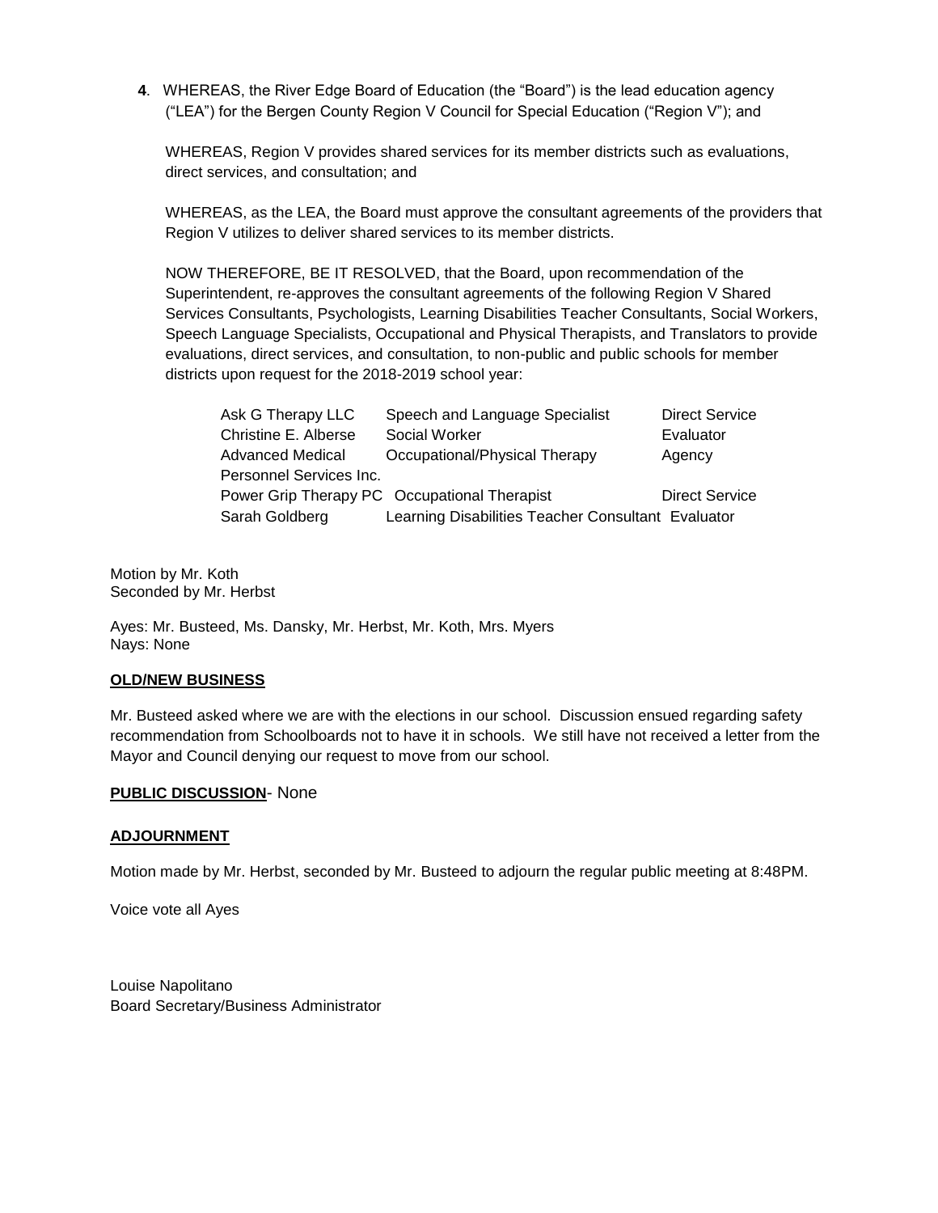**4**. WHEREAS, the River Edge Board of Education (the "Board") is the lead education agency ("LEA") for the Bergen County Region V Council for Special Education ("Region V"); and

WHEREAS, Region V provides shared services for its member districts such as evaluations, direct services, and consultation; and

WHEREAS, as the LEA, the Board must approve the consultant agreements of the providers that Region V utilizes to deliver shared services to its member districts.

NOW THEREFORE, BE IT RESOLVED, that the Board, upon recommendation of the Superintendent, re-approves the consultant agreements of the following Region V Shared Services Consultants, Psychologists, Learning Disabilities Teacher Consultants, Social Workers, Speech Language Specialists, Occupational and Physical Therapists, and Translators to provide evaluations, direct services, and consultation, to non-public and public schools for member districts upon request for the 2018-2019 school year:

| | | |
|---|---|---|
| Ask G Therapy LLC | Speech and Language Specialist | Direct Service |
| Christine E. Alberse | Social Worker | Evaluator |
| Advanced Medical Personnel Services Inc. | Occupational/Physical Therapy | Agency |
| Power Grip Therapy PC | Occupational Therapist | Direct Service |
| Sarah Goldberg | Learning Disabilities Teacher Consultant | Evaluator |

Motion by Mr. Koth
Seconded by Mr. Herbst

Ayes: Mr. Busteed, Ms. Dansky, Mr. Herbst, Mr. Koth, Mrs. Myers
Nays: None

**OLD/NEW BUSINESS**

Mr. Busteed asked where we are with the elections in our school. Discussion ensued regarding safety recommendation from Schoolboards not to have it in schools. We still have not received a letter from the Mayor and Council denying our request to move from our school.

**PUBLIC DISCUSSION**- None

**ADJOURNMENT**

Motion made by Mr. Herbst, seconded by Mr. Busteed to adjourn the regular public meeting at 8:48PM.

Voice vote all Ayes

Louise Napolitano
Board Secretary/Business Administrator